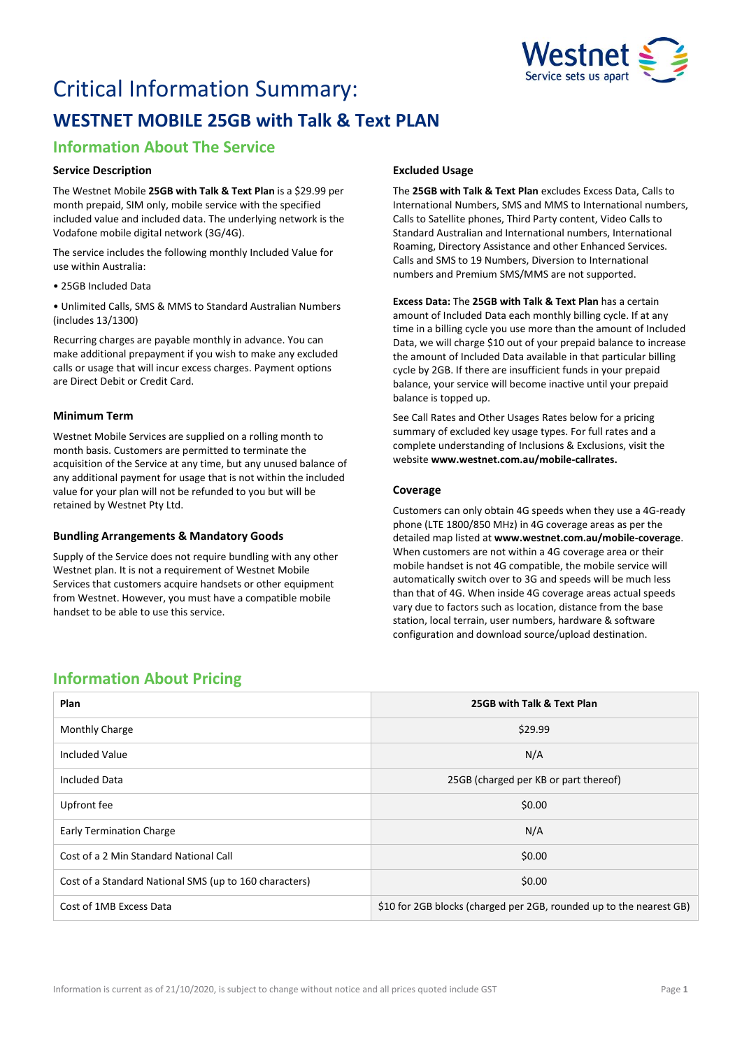# Critical Information Summary:

## WESTNET MOBILE 25GB with Talk & Text PLAN

### Information About The Service

#### Service Description

The Westnet Mobile **25GB with Talk & Text Plan** is a $29.99 per month prepaid, SIM only, mobile service with the specified included value and included data. The underlying network is the Vodafone mobile digital network (3G/4G).

The service includes the following monthly Included Value for use within Australia:

- 25GB Included Data
- Unlimited Calls, SMS & MMS to Standard Australian Numbers (includes 13/1300)

Recurring charges are payable monthly in advance. You can make additional prepayment if you wish to make any excluded calls or usage that will incur excess charges. Payment options are Direct Debit or Credit Card.

#### Minimum Term

Westnet Mobile Services are supplied on a rolling month to month basis. Customers are permitted to terminate the acquisition of the Service at any time, but any unused balance of any additional payment for usage that is not within the included value for your plan will not be refunded to you but will be retained by Westnet Pty Ltd.

#### Bundling Arrangements & Mandatory Goods

Supply of the Service does not require bundling with any other Westnet plan. It is not a requirement of Westnet Mobile Services that customers acquire handsets or other equipment from Westnet. However, you must have a compatible mobile handset to be able to use this service.

#### Excluded Usage

The **25GB with Talk & Text Plan** excludes Excess Data, Calls to International Numbers, SMS and MMS to International numbers, Calls to Satellite phones, Third Party content, Video Calls to Standard Australian and International numbers, International Roaming, Directory Assistance and other Enhanced Services. Calls and SMS to 19 Numbers, Diversion to International numbers and Premium SMS/MMS are not supported.

**Excess Data:** The **25GB with Talk & Text Plan** has a certain amount of Included Data each monthly billing cycle. If at any time in a billing cycle you use more than the amount of Included Data, we will charge $10 out of your prepaid balance to increase the amount of Included Data available in that particular billing cycle by 2GB. If there are insufficient funds in your prepaid balance, your service will become inactive until your prepaid balance is topped up.

See Call Rates and Other Usages Rates below for a pricing summary of excluded key usage types. For full rates and a complete understanding of Inclusions & Exclusions, visit the website **www.westnet.com.au/mobile-callrates.**

#### Coverage

Customers can only obtain 4G speeds when they use a 4G-ready phone (LTE 1800/850 MHz) in 4G coverage areas as per the detailed map listed at **www.westnet.com.au/mobile-coverage**. When customers are not within a 4G coverage area or their mobile handset is not 4G compatible, the mobile service will automatically switch over to 3G and speeds will be much less than that of 4G. When inside 4G coverage areas actual speeds vary due to factors such as location, distance from the base station, local terrain, user numbers, hardware & software configuration and download source/upload destination.

### Information About Pricing

| Plan | 25GB with Talk & Text Plan |
|---|---|
| Monthly Charge | $29.99 |
| Included Value | N/A |
| Included Data | 25GB (charged per KB or part thereof) |
| Upfront fee | $0.00 |
| Early Termination Charge | N/A |
| Cost of a 2 Min Standard National Call | $0.00 |
| Cost of a Standard National SMS (up to 160 characters) | $0.00 |
| Cost of 1MB Excess Data | $10 for 2GB blocks (charged per 2GB, rounded up to the nearest GB) |

Information is current as of 21/10/2020, is subject to change without notice and all prices quoted include GST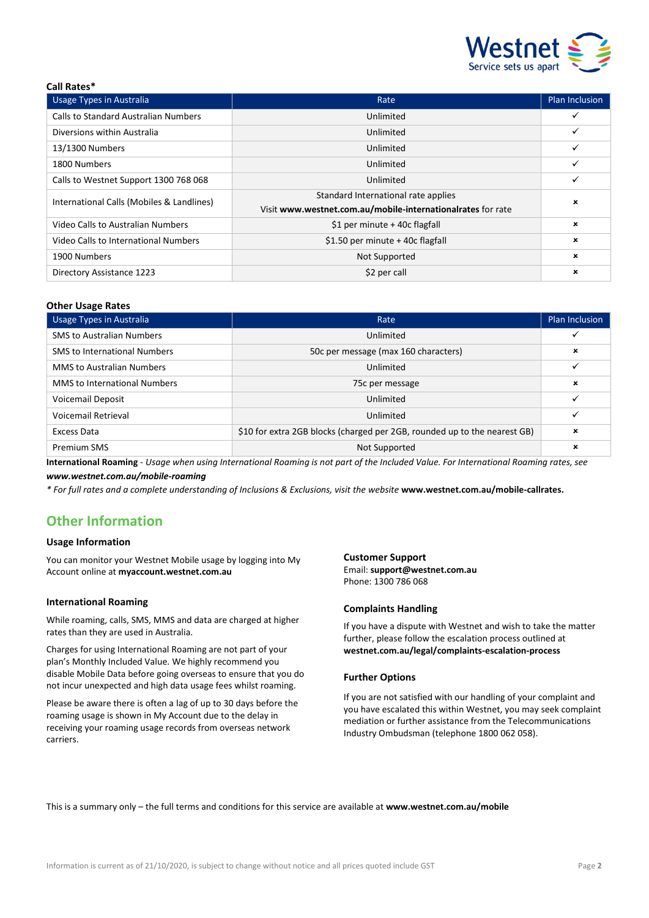**Call Rates***

| Usage Types in Australia | Rate | Plan Inclusion |
|---|---|---|
| Calls to Standard Australian Numbers | Unlimited | ✓ |
| Diversions within Australia | Unlimited | ✓ |
| 13/1300 Numbers | Unlimited | ✓ |
| 1800 Numbers | Unlimited | ✓ |
| Calls to Westnet Support 1300 768 068 | Unlimited | ✓ |
| International Calls (Mobiles & Landlines) | Standard International rate applies<br>Visit **www.westnet.com.au/mobile-internationalrates** for rate | ✗ |
| Video Calls to Australian Numbers | $1 per minute + 40c flagfall | ✗ |
| Video Calls to International Numbers | $1.50 per minute + 40c flagfall | ✗ |
| 1900 Numbers | Not Supported | ✗ |
| Directory Assistance 1223 | $2 per call | ✗ |

**Other Usage Rates**

| Usage Types in Australia | Rate | Plan Inclusion |
|---|---|---|
| SMS to Australian Numbers | Unlimited | ✓ |
| SMS to International Numbers | 50c per message (max 160 characters) | ✗ |
| MMS to Australian Numbers | Unlimited | ✓ |
| MMS to International Numbers | 75c per message | ✗ |
| Voicemail Deposit | Unlimited | ✓ |
| Voicemail Retrieval | Unlimited | ✓ |
| Excess Data | $10 for extra 2GB blocks (charged per 2GB, rounded up to the nearest GB) | ✗ |
| Premium SMS | Not Supported | ✗ |

**International Roaming** - *Usage when using International Roaming is not part of the Included Value. For International Roaming rates, see **www.westnet.com.au/mobile-roaming***

*\* For full rates and a complete understanding of Inclusions & Exclusions, visit the website* **www.westnet.com.au/mobile-callrates.**

## Other Information

### Usage Information

You can monitor your Westnet Mobile usage by logging into My Account online at **myaccount.westnet.com.au**

### International Roaming

While roaming, calls, SMS, MMS and data are charged at higher rates than they are used in Australia.

Charges for using International Roaming are not part of your plan's Monthly Included Value. We highly recommend you disable Mobile Data before going overseas to ensure that you do not incur unexpected and high data usage fees whilst roaming.

Please be aware there is often a lag of up to 30 days before the roaming usage is shown in My Account due to the delay in receiving your roaming usage records from overseas network carriers.

### Customer Support

Email: **support@westnet.com.au**
Phone: 1300 786 068

### Complaints Handling

If you have a dispute with Westnet and wish to take the matter further, please follow the escalation process outlined at **westnet.com.au/legal/complaints-escalation-process**

### Further Options

If you are not satisfied with our handling of your complaint and you have escalated this within Westnet, you may seek complaint mediation or further assistance from the Telecommunications Industry Ombudsman (telephone 1800 062 058).

This is a summary only – the full terms and conditions for this service are available at **www.westnet.com.au/mobile**

Information is current as of 21/10/2020, is subject to change without notice and all prices quoted include GST